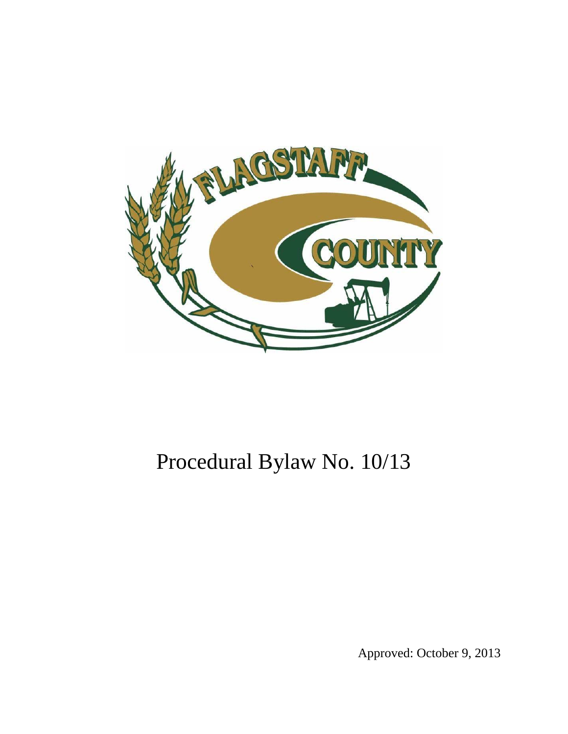# Procedural Bylaw No. 10/13

Approved: October 9, 2013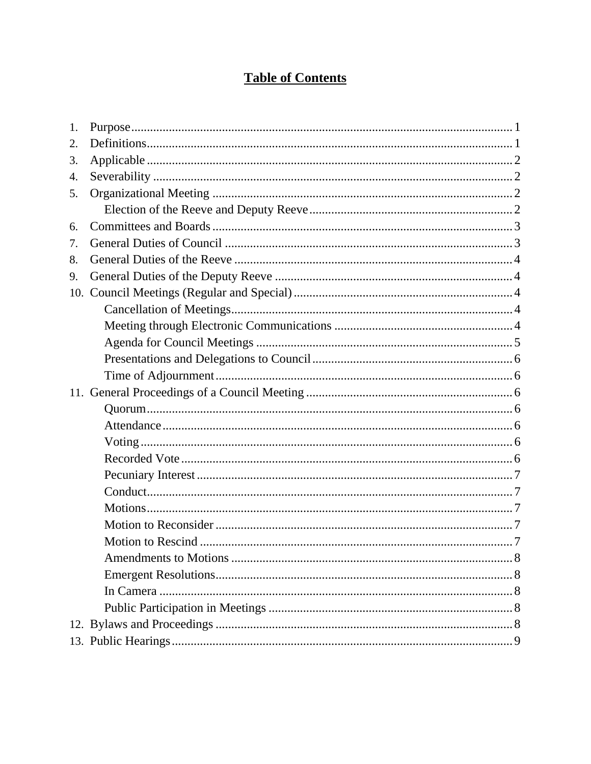# Table of Contents

1. Purpose ... 1
2. Definitions ... 1
3. Applicable ... 2
4. Severability ... 2
5. Organizational Meeting ... 2
    - Election of the Reeve and Deputy Reeve ... 2
6. Committees and Boards ... 3
7. General Duties of Council ... 3
8. General Duties of the Reeve ... 4
9. General Duties of the Deputy Reeve ... 4
10. Council Meetings (Regular and Special) ... 4
    - Cancellation of Meetings ... 4
    - Meeting through Electronic Communications ... 4
    - Agenda for Council Meetings ... 5
    - Presentations and Delegations to Council ... 6
    - Time of Adjournment ... 6
11. General Proceedings of a Council Meeting ... 6
    - Quorum ... 6
    - Attendance ... 6
    - Voting ... 6
    - Recorded Vote ... 6
    - Pecuniary Interest ... 7
    - Conduct ... 7
    - Motions ... 7
    - Motion to Reconsider ... 7
    - Motion to Rescind ... 7
    - Amendments to Motions ... 8
    - Emergent Resolutions ... 8
    - In Camera ... 8
    - Public Participation in Meetings ... 8
12. Bylaws and Proceedings ... 8
13. Public Hearings ... 9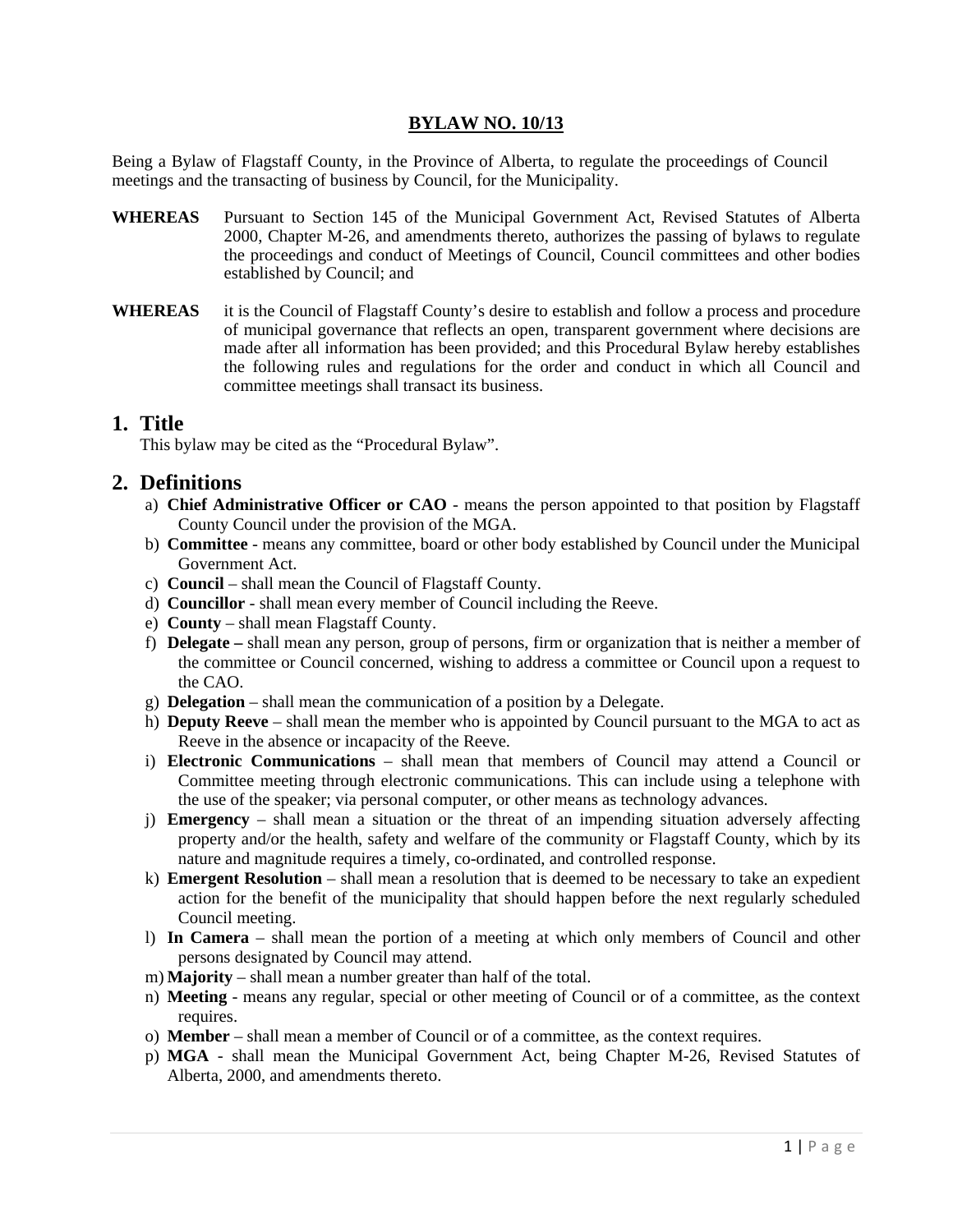**BYLAW NO. 10/13**

Being a Bylaw of Flagstaff County, in the Province of Alberta, to regulate the proceedings of Council meetings and the transacting of business by Council, for the Municipality.

**WHEREAS** Pursuant to Section 145 of the Municipal Government Act, Revised Statutes of Alberta 2000, Chapter M-26, and amendments thereto, authorizes the passing of bylaws to regulate the proceedings and conduct of Meetings of Council, Council committees and other bodies established by Council; and

**WHEREAS** it is the Council of Flagstaff County's desire to establish and follow a process and procedure of municipal governance that reflects an open, transparent government where decisions are made after all information has been provided; and this Procedural Bylaw hereby establishes the following rules and regulations for the order and conduct in which all Council and committee meetings shall transact its business.

# 1. Title

This bylaw may be cited as the "Procedural Bylaw".

# 2. Definitions

a) **Chief Administrative Officer or CAO** - means the person appointed to that position by Flagstaff County Council under the provision of the MGA.

b) **Committee** - means any committee, board or other body established by Council under the Municipal Government Act.

c) **Council** – shall mean the Council of Flagstaff County.

d) **Councillor** - shall mean every member of Council including the Reeve.

e) **County** – shall mean Flagstaff County.

f) **Delegate –** shall mean any person, group of persons, firm or organization that is neither a member of the committee or Council concerned, wishing to address a committee or Council upon a request to the CAO.

g) **Delegation** – shall mean the communication of a position by a Delegate.

h) **Deputy Reeve** – shall mean the member who is appointed by Council pursuant to the MGA to act as Reeve in the absence or incapacity of the Reeve.

i) **Electronic Communications** – shall mean that members of Council may attend a Council or Committee meeting through electronic communications. This can include using a telephone with the use of the speaker; via personal computer, or other means as technology advances.

j) **Emergency** – shall mean a situation or the threat of an impending situation adversely affecting property and/or the health, safety and welfare of the community or Flagstaff County, which by its nature and magnitude requires a timely, co-ordinated, and controlled response.

k) **Emergent Resolution** – shall mean a resolution that is deemed to be necessary to take an expedient action for the benefit of the municipality that should happen before the next regularly scheduled Council meeting.

l) **In Camera** – shall mean the portion of a meeting at which only members of Council and other persons designated by Council may attend.

m) **Majority** – shall mean a number greater than half of the total.

n) **Meeting** - means any regular, special or other meeting of Council or of a committee, as the context requires.

o) **Member** – shall mean a member of Council or of a committee, as the context requires.

p) **MGA** - shall mean the Municipal Government Act, being Chapter M-26, Revised Statutes of Alberta, 2000, and amendments thereto.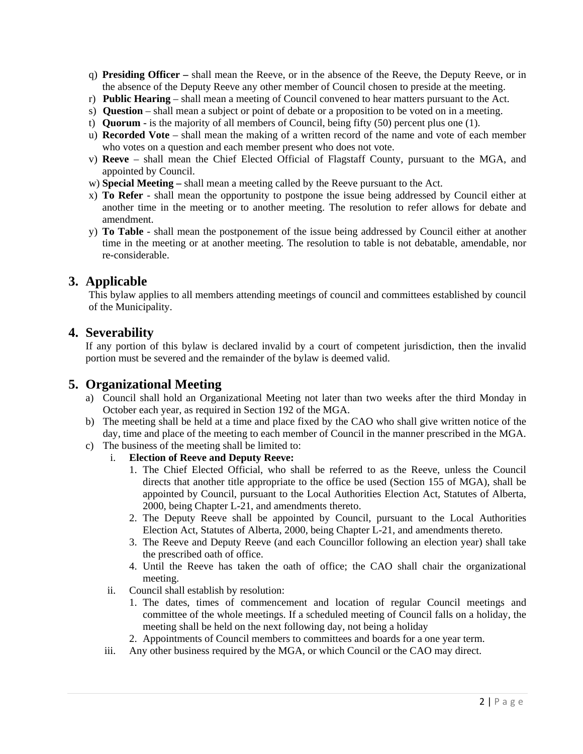q) **Presiding Officer –** shall mean the Reeve, or in the absence of the Reeve, the Deputy Reeve, or in the absence of the Deputy Reeve any other member of Council chosen to preside at the meeting.
r) **Public Hearing** – shall mean a meeting of Council convened to hear matters pursuant to the Act.
s) **Question** – shall mean a subject or point of debate or a proposition to be voted on in a meeting.
t) **Quorum** - is the majority of all members of Council, being fifty (50) percent plus one (1).
u) **Recorded Vote** – shall mean the making of a written record of the name and vote of each member who votes on a question and each member present who does not vote.
v) **Reeve** – shall mean the Chief Elected Official of Flagstaff County, pursuant to the MGA, and appointed by Council.
w) **Special Meeting –** shall mean a meeting called by the Reeve pursuant to the Act.
x) **To Refer** - shall mean the opportunity to postpone the issue being addressed by Council either at another time in the meeting or to another meeting. The resolution to refer allows for debate and amendment.
y) **To Table** - shall mean the postponement of the issue being addressed by Council either at another time in the meeting or at another meeting. The resolution to table is not debatable, amendable, nor re-considerable.

## 3. Applicable

This bylaw applies to all members attending meetings of council and committees established by council of the Municipality.

## 4. Severability

If any portion of this bylaw is declared invalid by a court of competent jurisdiction, then the invalid portion must be severed and the remainder of the bylaw is deemed valid.

## 5. Organizational Meeting

a) Council shall hold an Organizational Meeting not later than two weeks after the third Monday in October each year, as required in Section 192 of the MGA.
b) The meeting shall be held at a time and place fixed by the CAO who shall give written notice of the day, time and place of the meeting to each member of Council in the manner prescribed in the MGA.
c) The business of the meeting shall be limited to:
   i. **Election of Reeve and Deputy Reeve:**
      1. The Chief Elected Official, who shall be referred to as the Reeve, unless the Council directs that another title appropriate to the office be used (Section 155 of MGA), shall be appointed by Council, pursuant to the Local Authorities Election Act, Statutes of Alberta, 2000, being Chapter L-21, and amendments thereto.
      2. The Deputy Reeve shall be appointed by Council, pursuant to the Local Authorities Election Act, Statutes of Alberta, 2000, being Chapter L-21, and amendments thereto.
      3. The Reeve and Deputy Reeve (and each Councillor following an election year) shall take the prescribed oath of office.
      4. Until the Reeve has taken the oath of office; the CAO shall chair the organizational meeting.
   ii. Council shall establish by resolution:
      1. The dates, times of commencement and location of regular Council meetings and committee of the whole meetings. If a scheduled meeting of Council falls on a holiday, the meeting shall be held on the next following day, not being a holiday
      2. Appointments of Council members to committees and boards for a one year term.
   iii. Any other business required by the MGA, or which Council or the CAO may direct.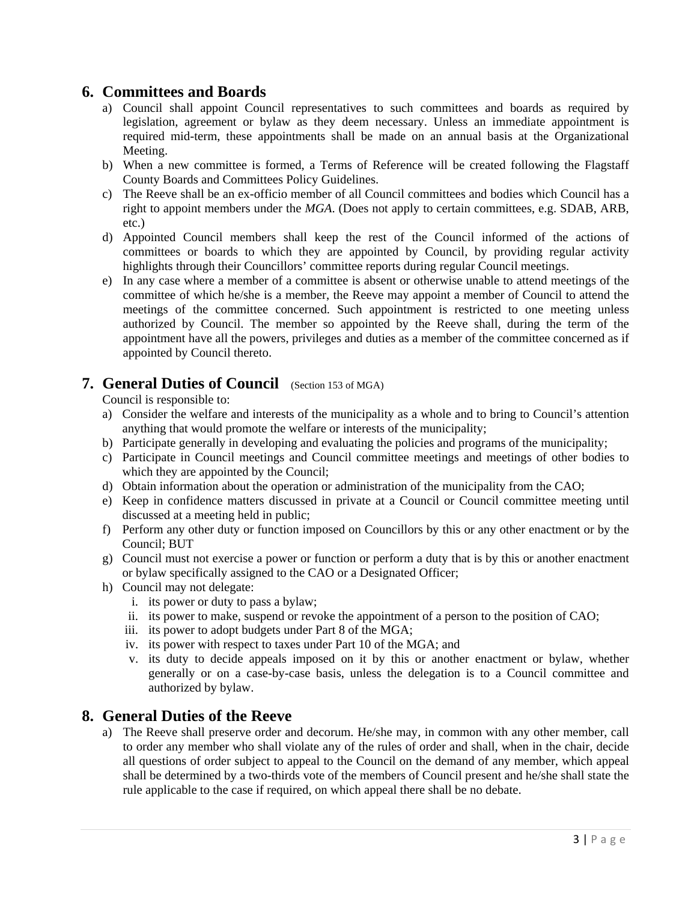## 6. Committees and Boards

a) Council shall appoint Council representatives to such committees and boards as required by legislation, agreement or bylaw as they deem necessary. Unless an immediate appointment is required mid-term, these appointments shall be made on an annual basis at the Organizational Meeting.

b) When a new committee is formed, a Terms of Reference will be created following the Flagstaff County Boards and Committees Policy Guidelines.

c) The Reeve shall be an ex-officio member of all Council committees and bodies which Council has a right to appoint members under the *MGA*. (Does not apply to certain committees, e.g. SDAB, ARB, etc.)

d) Appointed Council members shall keep the rest of the Council informed of the actions of committees or boards to which they are appointed by Council, by providing regular activity highlights through their Councillors' committee reports during regular Council meetings.

e) In any case where a member of a committee is absent or otherwise unable to attend meetings of the committee of which he/she is a member, the Reeve may appoint a member of Council to attend the meetings of the committee concerned. Such appointment is restricted to one meeting unless authorized by Council. The member so appointed by the Reeve shall, during the term of the appointment have all the powers, privileges and duties as a member of the committee concerned as if appointed by Council thereto.

## 7. General Duties of Council (Section 153 of MGA)

Council is responsible to:

a) Consider the welfare and interests of the municipality as a whole and to bring to Council's attention anything that would promote the welfare or interests of the municipality;

b) Participate generally in developing and evaluating the policies and programs of the municipality;

c) Participate in Council meetings and Council committee meetings and meetings of other bodies to which they are appointed by the Council;

d) Obtain information about the operation or administration of the municipality from the CAO;

e) Keep in confidence matters discussed in private at a Council or Council committee meeting until discussed at a meeting held in public;

f) Perform any other duty or function imposed on Councillors by this or any other enactment or by the Council; BUT

g) Council must not exercise a power or function or perform a duty that is by this or another enactment or bylaw specifically assigned to the CAO or a Designated Officer;

h) Council may not delegate:

   i. its power or duty to pass a bylaw;
   ii. its power to make, suspend or revoke the appointment of a person to the position of CAO;
   iii. its power to adopt budgets under Part 8 of the MGA;
   iv. its power with respect to taxes under Part 10 of the MGA; and
   v. its duty to decide appeals imposed on it by this or another enactment or bylaw, whether generally or on a case-by-case basis, unless the delegation is to a Council committee and authorized by bylaw.

## 8. General Duties of the Reeve

a) The Reeve shall preserve order and decorum. He/she may, in common with any other member, call to order any member who shall violate any of the rules of order and shall, when in the chair, decide all questions of order subject to appeal to the Council on the demand of any member, which appeal shall be determined by a two-thirds vote of the members of Council present and he/she shall state the rule applicable to the case if required, on which appeal there shall be no debate.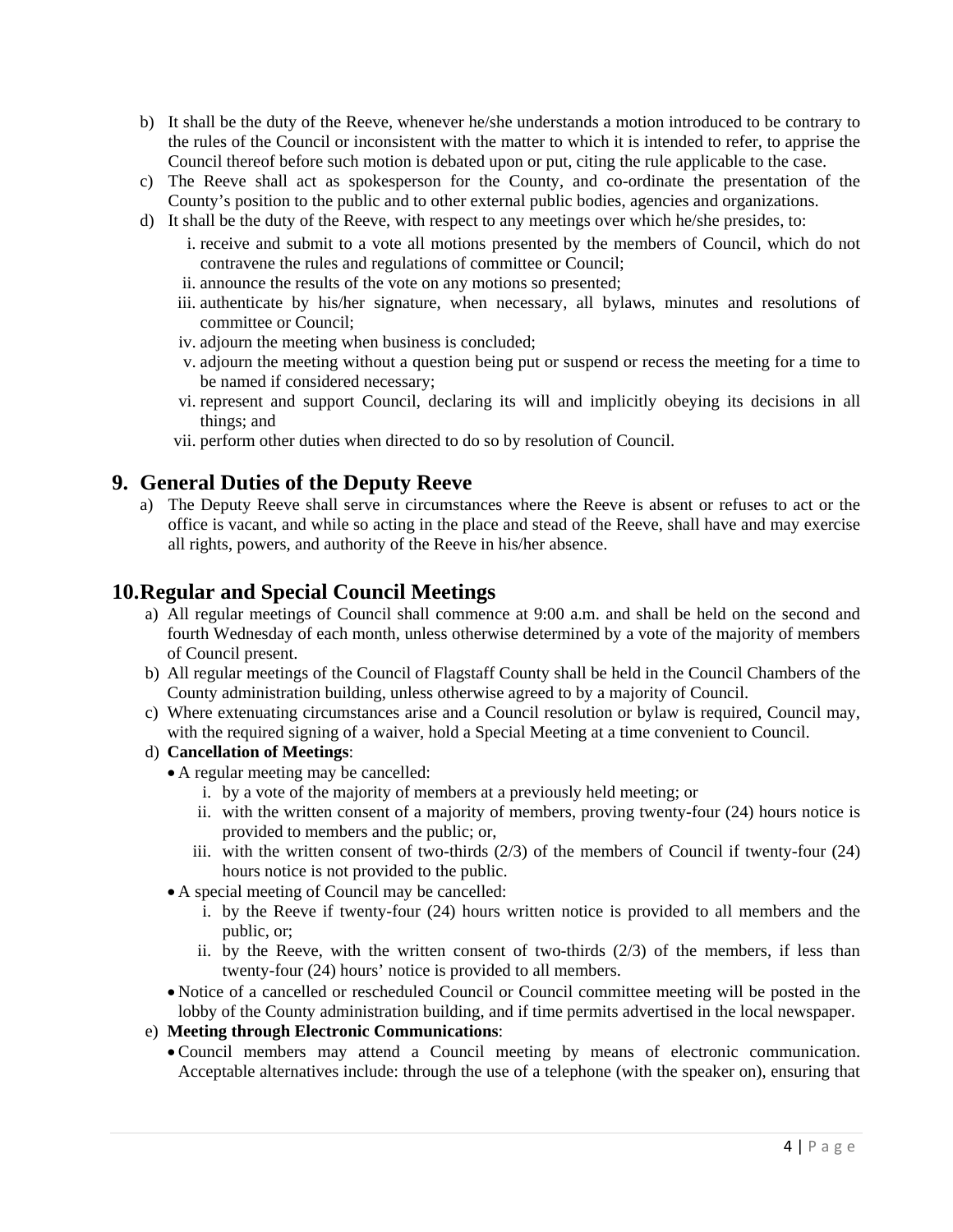b) It shall be the duty of the Reeve, whenever he/she understands a motion introduced to be contrary to the rules of the Council or inconsistent with the matter to which it is intended to refer, to apprise the Council thereof before such motion is debated upon or put, citing the rule applicable to the case.

c) The Reeve shall act as spokesperson for the County, and co-ordinate the presentation of the County's position to the public and to other external public bodies, agencies and organizations.

d) It shall be the duty of the Reeve, with respect to any meetings over which he/she presides, to:

   i. receive and submit to a vote all motions presented by the members of Council, which do not contravene the rules and regulations of committee or Council;
   ii. announce the results of the vote on any motions so presented;
   iii. authenticate by his/her signature, when necessary, all bylaws, minutes and resolutions of committee or Council;
   iv. adjourn the meeting when business is concluded;
   v. adjourn the meeting without a question being put or suspend or recess the meeting for a time to be named if considered necessary;
   vi. represent and support Council, declaring its will and implicitly obeying its decisions in all things; and
   vii. perform other duties when directed to do so by resolution of Council.

## 9. General Duties of the Deputy Reeve

a) The Deputy Reeve shall serve in circumstances where the Reeve is absent or refuses to act or the office is vacant, and while so acting in the place and stead of the Reeve, shall have and may exercise all rights, powers, and authority of the Reeve in his/her absence.

## 10. Regular and Special Council Meetings

a) All regular meetings of Council shall commence at 9:00 a.m. and shall be held on the second and fourth Wednesday of each month, unless otherwise determined by a vote of the majority of members of Council present.

b) All regular meetings of the Council of Flagstaff County shall be held in the Council Chambers of the County administration building, unless otherwise agreed to by a majority of Council.

c) Where extenuating circumstances arise and a Council resolution or bylaw is required, Council may, with the required signing of a waiver, hold a Special Meeting at a time convenient to Council.

d) **Cancellation of Meetings**:

- A regular meeting may be cancelled:
  i. by a vote of the majority of members at a previously held meeting; or
  ii. with the written consent of a majority of members, proving twenty-four (24) hours notice is provided to members and the public; or,
  iii. with the written consent of two-thirds (2/3) of the members of Council if twenty-four (24) hours notice is not provided to the public.
- A special meeting of Council may be cancelled:
  i. by the Reeve if twenty-four (24) hours written notice is provided to all members and the public, or;
  ii. by the Reeve, with the written consent of two-thirds (2/3) of the members, if less than twenty-four (24) hours' notice is provided to all members.
- Notice of a cancelled or rescheduled Council or Council committee meeting will be posted in the lobby of the County administration building, and if time permits advertised in the local newspaper.

e) **Meeting through Electronic Communications**:

- Council members may attend a Council meeting by means of electronic communication. Acceptable alternatives include: through the use of a telephone (with the speaker on), ensuring that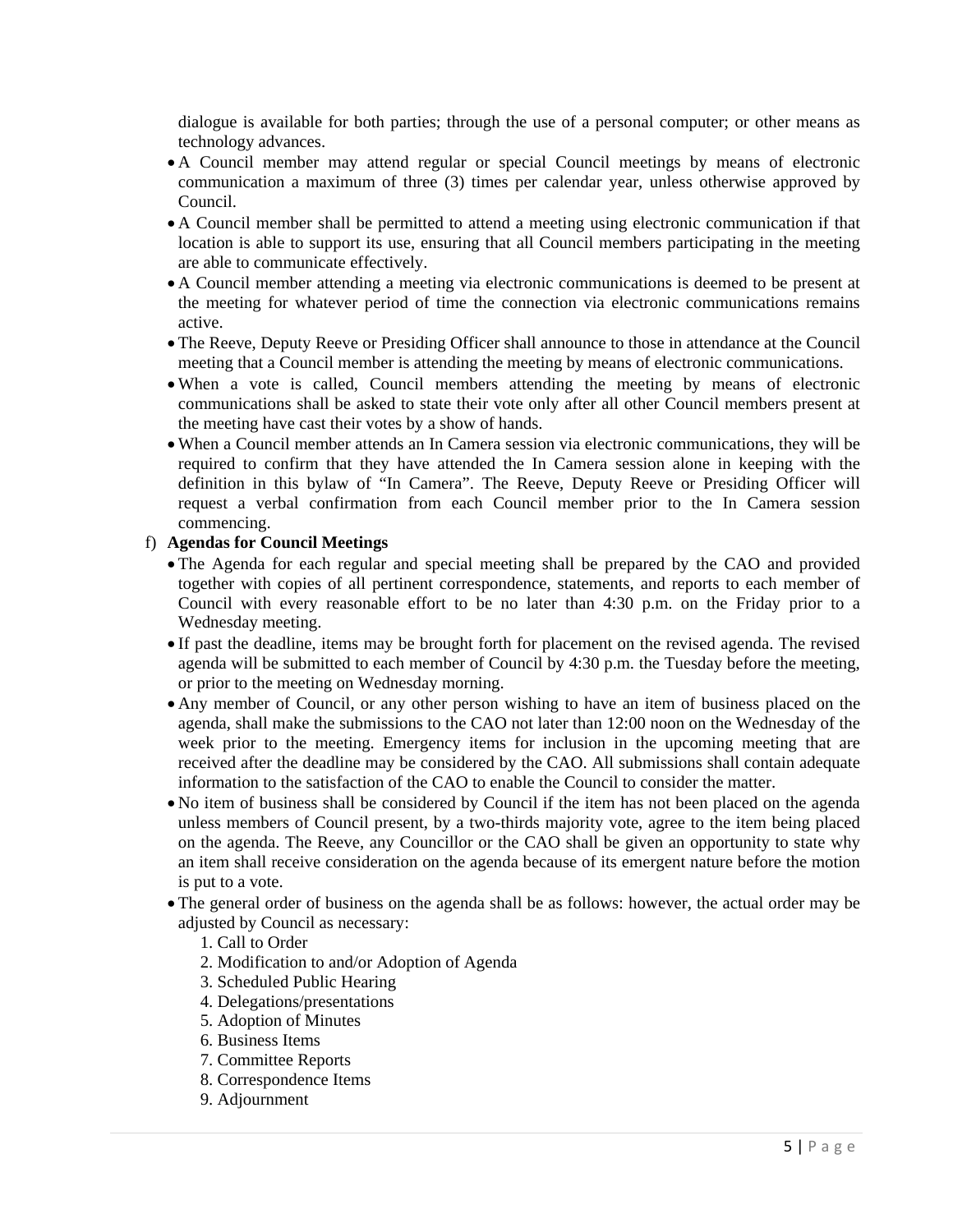dialogue is available for both parties; through the use of a personal computer; or other means as technology advances.

- A Council member may attend regular or special Council meetings by means of electronic communication a maximum of three (3) times per calendar year, unless otherwise approved by Council.
- A Council member shall be permitted to attend a meeting using electronic communication if that location is able to support its use, ensuring that all Council members participating in the meeting are able to communicate effectively.
- A Council member attending a meeting via electronic communications is deemed to be present at the meeting for whatever period of time the connection via electronic communications remains active.
- The Reeve, Deputy Reeve or Presiding Officer shall announce to those in attendance at the Council meeting that a Council member is attending the meeting by means of electronic communications.
- When a vote is called, Council members attending the meeting by means of electronic communications shall be asked to state their vote only after all other Council members present at the meeting have cast their votes by a show of hands.
- When a Council member attends an In Camera session via electronic communications, they will be required to confirm that they have attended the In Camera session alone in keeping with the definition in this bylaw of "In Camera". The Reeve, Deputy Reeve or Presiding Officer will request a verbal confirmation from each Council member prior to the In Camera session commencing.

f) **Agendas for Council Meetings**

- The Agenda for each regular and special meeting shall be prepared by the CAO and provided together with copies of all pertinent correspondence, statements, and reports to each member of Council with every reasonable effort to be no later than 4:30 p.m. on the Friday prior to a Wednesday meeting.
- If past the deadline, items may be brought forth for placement on the revised agenda. The revised agenda will be submitted to each member of Council by 4:30 p.m. the Tuesday before the meeting, or prior to the meeting on Wednesday morning.
- Any member of Council, or any other person wishing to have an item of business placed on the agenda, shall make the submissions to the CAO not later than 12:00 noon on the Wednesday of the week prior to the meeting. Emergency items for inclusion in the upcoming meeting that are received after the deadline may be considered by the CAO. All submissions shall contain adequate information to the satisfaction of the CAO to enable the Council to consider the matter.
- No item of business shall be considered by Council if the item has not been placed on the agenda unless members of Council present, by a two-thirds majority vote, agree to the item being placed on the agenda. The Reeve, any Councillor or the CAO shall be given an opportunity to state why an item shall receive consideration on the agenda because of its emergent nature before the motion is put to a vote.
- The general order of business on the agenda shall be as follows: however, the actual order may be adjusted by Council as necessary:
    1. Call to Order
    2. Modification to and/or Adoption of Agenda
    3. Scheduled Public Hearing
    4. Delegations/presentations
    5. Adoption of Minutes
    6. Business Items
    7. Committee Reports
    8. Correspondence Items
    9. Adjournment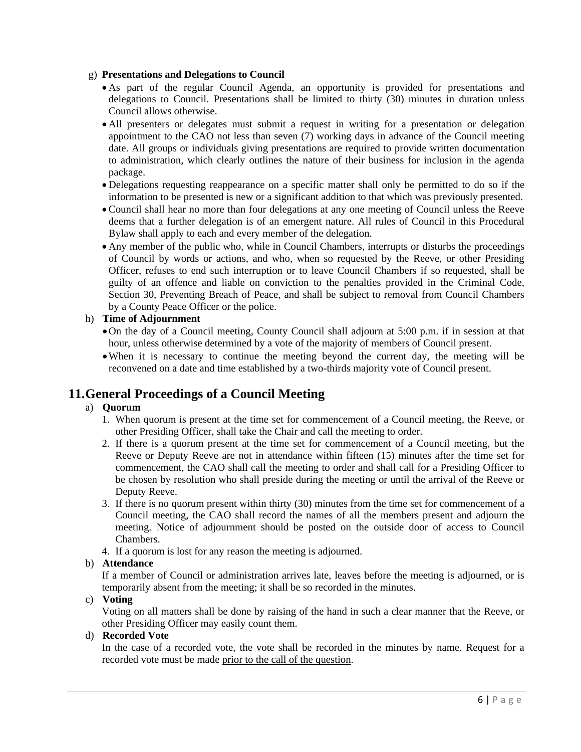g) **Presentations and Delegations to Council**

- As part of the regular Council Agenda, an opportunity is provided for presentations and delegations to Council. Presentations shall be limited to thirty (30) minutes in duration unless Council allows otherwise.
- All presenters or delegates must submit a request in writing for a presentation or delegation appointment to the CAO not less than seven (7) working days in advance of the Council meeting date. All groups or individuals giving presentations are required to provide written documentation to administration, which clearly outlines the nature of their business for inclusion in the agenda package.
- Delegations requesting reappearance on a specific matter shall only be permitted to do so if the information to be presented is new or a significant addition to that which was previously presented.
- Council shall hear no more than four delegations at any one meeting of Council unless the Reeve deems that a further delegation is of an emergent nature. All rules of Council in this Procedural Bylaw shall apply to each and every member of the delegation.
- Any member of the public who, while in Council Chambers, interrupts or disturbs the proceedings of Council by words or actions, and who, when so requested by the Reeve, or other Presiding Officer, refuses to end such interruption or to leave Council Chambers if so requested, shall be guilty of an offence and liable on conviction to the penalties provided in the Criminal Code, Section 30, Preventing Breach of Peace, and shall be subject to removal from Council Chambers by a County Peace Officer or the police.

h) **Time of Adjournment**

- On the day of a Council meeting, County Council shall adjourn at 5:00 p.m. if in session at that hour, unless otherwise determined by a vote of the majority of members of Council present.
- When it is necessary to continue the meeting beyond the current day, the meeting will be reconvened on a date and time established by a two-thirds majority vote of Council present.

## 11. General Proceedings of a Council Meeting

a) **Quorum**

1. When quorum is present at the time set for commencement of a Council meeting, the Reeve, or other Presiding Officer, shall take the Chair and call the meeting to order.
2. If there is a quorum present at the time set for commencement of a Council meeting, but the Reeve or Deputy Reeve are not in attendance within fifteen (15) minutes after the time set for commencement, the CAO shall call the meeting to order and shall call for a Presiding Officer to be chosen by resolution who shall preside during the meeting or until the arrival of the Reeve or Deputy Reeve.
3. If there is no quorum present within thirty (30) minutes from the time set for commencement of a Council meeting, the CAO shall record the names of all the members present and adjourn the meeting. Notice of adjournment should be posted on the outside door of access to Council Chambers.
4. If a quorum is lost for any reason the meeting is adjourned.

b) **Attendance**

If a member of Council or administration arrives late, leaves before the meeting is adjourned, or is temporarily absent from the meeting; it shall be so recorded in the minutes.

c) **Voting**

Voting on all matters shall be done by raising of the hand in such a clear manner that the Reeve, or other Presiding Officer may easily count them.

d) **Recorded Vote**

In the case of a recorded vote, the vote shall be recorded in the minutes by name. Request for a recorded vote must be made prior to the call of the question.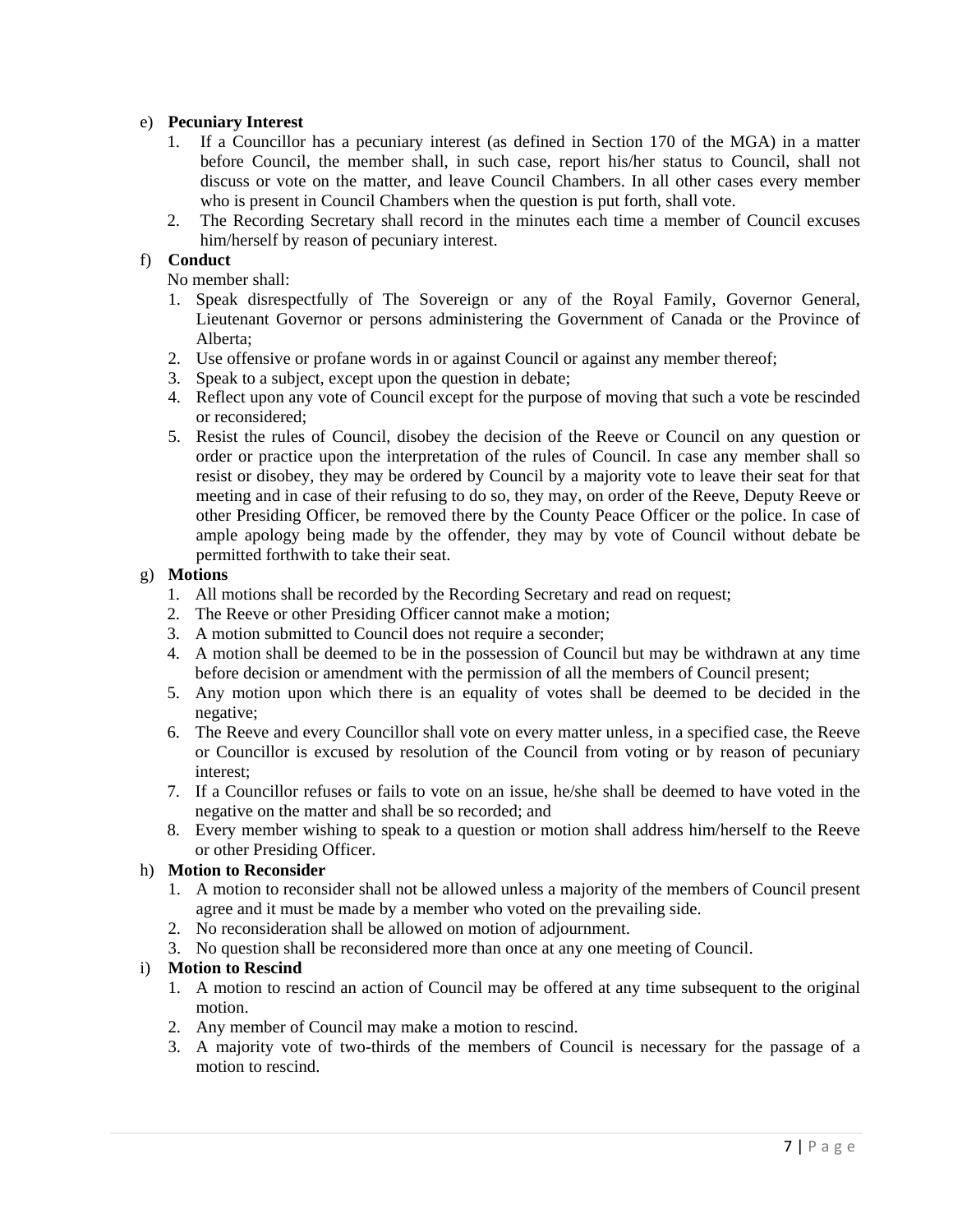e) **Pecuniary Interest**

1. If a Councillor has a pecuniary interest (as defined in Section 170 of the MGA) in a matter before Council, the member shall, in such case, report his/her status to Council, shall not discuss or vote on the matter, and leave Council Chambers. In all other cases every member who is present in Council Chambers when the question is put forth, shall vote.
2. The Recording Secretary shall record in the minutes each time a member of Council excuses him/herself by reason of pecuniary interest.

f) **Conduct**

No member shall:

1. Speak disrespectfully of The Sovereign or any of the Royal Family, Governor General, Lieutenant Governor or persons administering the Government of Canada or the Province of Alberta;
2. Use offensive or profane words in or against Council or against any member thereof;
3. Speak to a subject, except upon the question in debate;
4. Reflect upon any vote of Council except for the purpose of moving that such a vote be rescinded or reconsidered;
5. Resist the rules of Council, disobey the decision of the Reeve or Council on any question or order or practice upon the interpretation of the rules of Council. In case any member shall so resist or disobey, they may be ordered by Council by a majority vote to leave their seat for that meeting and in case of their refusing to do so, they may, on order of the Reeve, Deputy Reeve or other Presiding Officer, be removed there by the County Peace Officer or the police. In case of ample apology being made by the offender, they may by vote of Council without debate be permitted forthwith to take their seat.

g) **Motions**

1. All motions shall be recorded by the Recording Secretary and read on request;
2. The Reeve or other Presiding Officer cannot make a motion;
3. A motion submitted to Council does not require a seconder;
4. A motion shall be deemed to be in the possession of Council but may be withdrawn at any time before decision or amendment with the permission of all the members of Council present;
5. Any motion upon which there is an equality of votes shall be deemed to be decided in the negative;
6. The Reeve and every Councillor shall vote on every matter unless, in a specified case, the Reeve or Councillor is excused by resolution of the Council from voting or by reason of pecuniary interest;
7. If a Councillor refuses or fails to vote on an issue, he/she shall be deemed to have voted in the negative on the matter and shall be so recorded; and
8. Every member wishing to speak to a question or motion shall address him/herself to the Reeve or other Presiding Officer.

h) **Motion to Reconsider**

1. A motion to reconsider shall not be allowed unless a majority of the members of Council present agree and it must be made by a member who voted on the prevailing side.
2. No reconsideration shall be allowed on motion of adjournment.
3. No question shall be reconsidered more than once at any one meeting of Council.

i) **Motion to Rescind**

1. A motion to rescind an action of Council may be offered at any time subsequent to the original motion.
2. Any member of Council may make a motion to rescind.
3. A majority vote of two-thirds of the members of Council is necessary for the passage of a motion to rescind.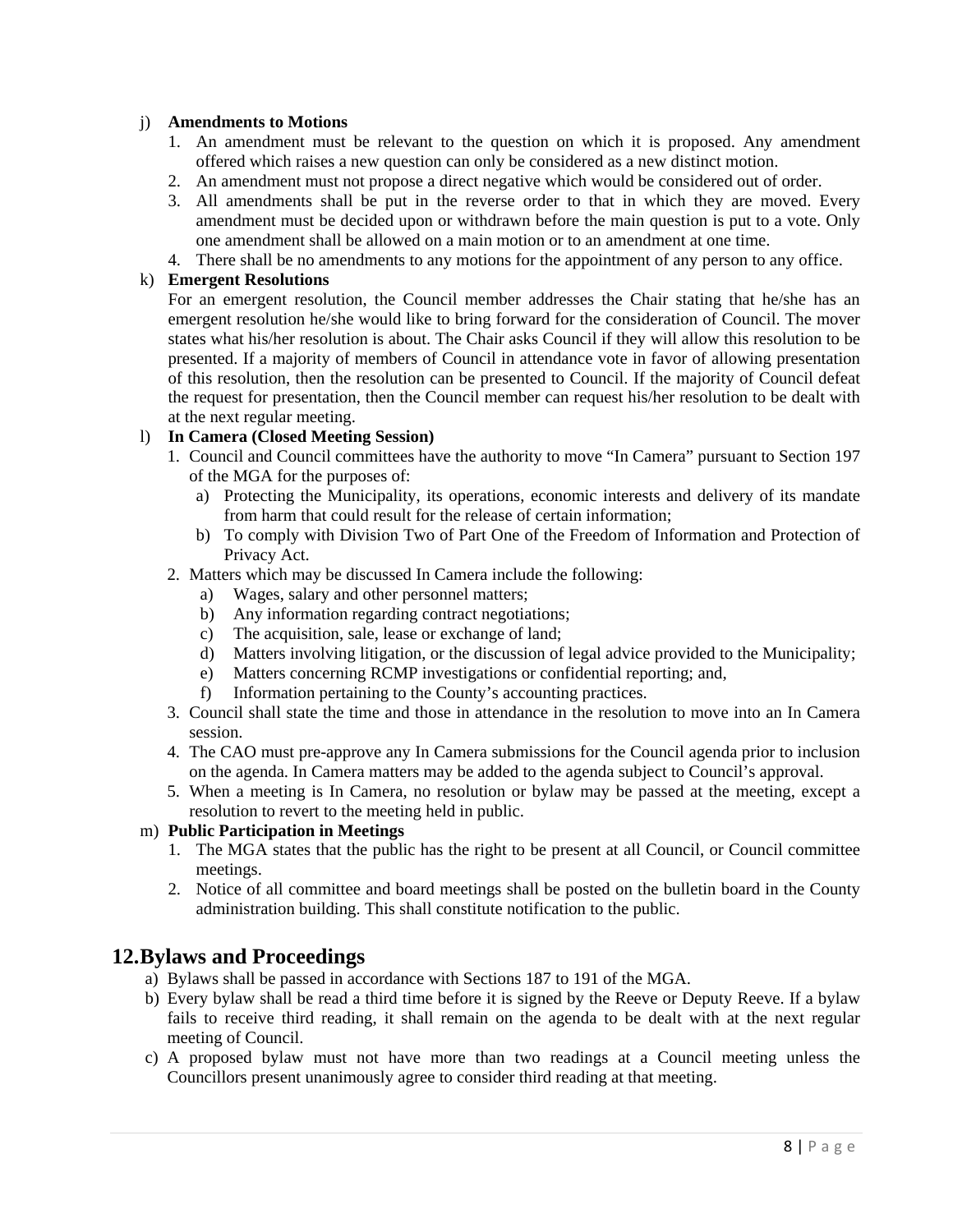j) **Amendments to Motions**
   1. An amendment must be relevant to the question on which it is proposed. Any amendment offered which raises a new question can only be considered as a new distinct motion.
   2. An amendment must not propose a direct negative which would be considered out of order.
   3. All amendments shall be put in the reverse order to that in which they are moved. Every amendment must be decided upon or withdrawn before the main question is put to a vote. Only one amendment shall be allowed on a main motion or to an amendment at one time.
   4. There shall be no amendments to any motions for the appointment of any person to any office.

k) **Emergent Resolutions**
   For an emergent resolution, the Council member addresses the Chair stating that he/she has an emergent resolution he/she would like to bring forward for the consideration of Council. The mover states what his/her resolution is about. The Chair asks Council if they will allow this resolution to be presented. If a majority of members of Council in attendance vote in favor of allowing presentation of this resolution, then the resolution can be presented to Council. If the majority of Council defeat the request for presentation, then the Council member can request his/her resolution to be dealt with at the next regular meeting.

l) **In Camera (Closed Meeting Session)**
   1. Council and Council committees have the authority to move "In Camera" pursuant to Section 197 of the MGA for the purposes of:
      a) Protecting the Municipality, its operations, economic interests and delivery of its mandate from harm that could result for the release of certain information;
      b) To comply with Division Two of Part One of the Freedom of Information and Protection of Privacy Act.
   2. Matters which may be discussed In Camera include the following:
      a) Wages, salary and other personnel matters;
      b) Any information regarding contract negotiations;
      c) The acquisition, sale, lease or exchange of land;
      d) Matters involving litigation, or the discussion of legal advice provided to the Municipality;
      e) Matters concerning RCMP investigations or confidential reporting; and,
      f) Information pertaining to the County's accounting practices.
   3. Council shall state the time and those in attendance in the resolution to move into an In Camera session.
   4. The CAO must pre-approve any In Camera submissions for the Council agenda prior to inclusion on the agenda. In Camera matters may be added to the agenda subject to Council's approval.
   5. When a meeting is In Camera, no resolution or bylaw may be passed at the meeting, except a resolution to revert to the meeting held in public.

m) **Public Participation in Meetings**
   1. The MGA states that the public has the right to be present at all Council, or Council committee meetings.
   2. Notice of all committee and board meetings shall be posted on the bulletin board in the County administration building. This shall constitute notification to the public.

## 12. Bylaws and Proceedings

a) Bylaws shall be passed in accordance with Sections 187 to 191 of the MGA.

b) Every bylaw shall be read a third time before it is signed by the Reeve or Deputy Reeve. If a bylaw fails to receive third reading, it shall remain on the agenda to be dealt with at the next regular meeting of Council.

c) A proposed bylaw must not have more than two readings at a Council meeting unless the Councillors present unanimously agree to consider third reading at that meeting.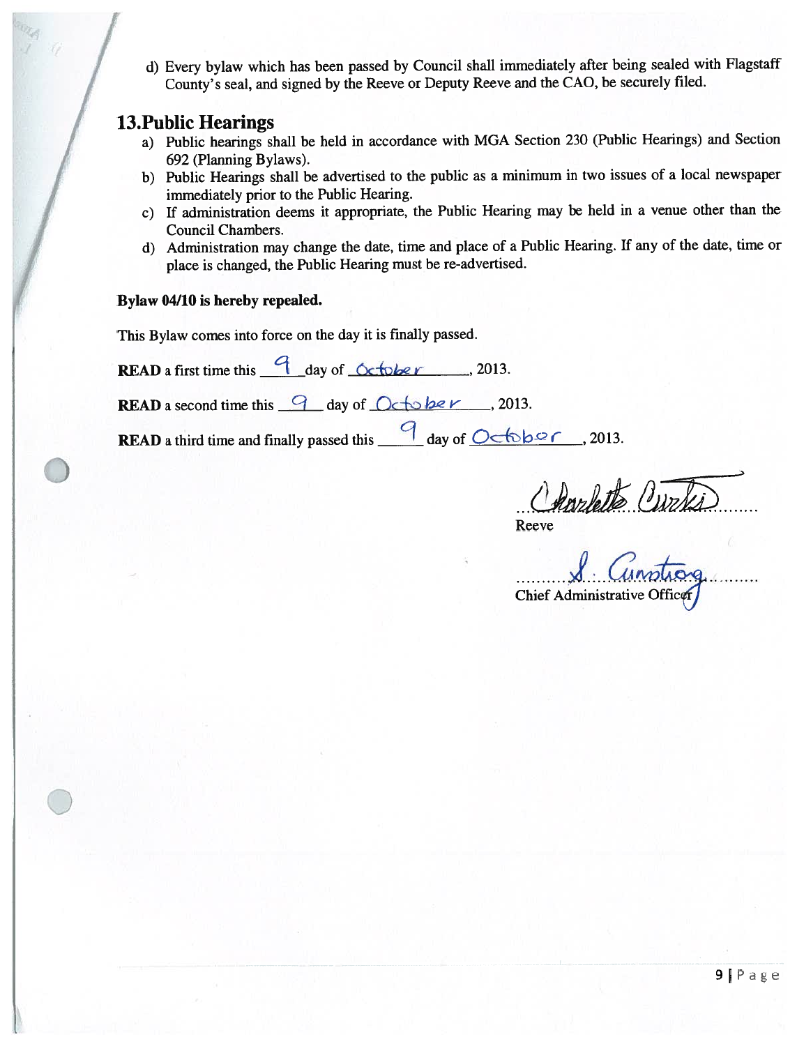d) Every bylaw which has been passed by Council shall immediately after being sealed with Flagstaff County's seal, and signed by the Reeve or Deputy Reeve and the CAO, be securely filed.

## 13. Public Hearings

a) Public hearings shall be held in accordance with MGA Section 230 (Public Hearings) and Section 692 (Planning Bylaws).

b) Public Hearings shall be advertised to the public as a minimum in two issues of a local newspaper immediately prior to the Public Hearing.

c) If administration deems it appropriate, the Public Hearing may be held in a venue other than the Council Chambers.

d) Administration may change the date, time and place of a Public Hearing. If any of the date, time or place is changed, the Public Hearing must be re-advertised.

**Bylaw 04/10 is hereby repealed.**

This Bylaw comes into force on the day it is finally passed.

**READ** a first time this 9 day of October, 2013.

**READ** a second time this 9 day of October, 2013.

**READ** a third time and finally passed this 9 day of October, 2013.

Charlotte Curtis
Reeve

S. Armstrong
Chief Administrative Officer